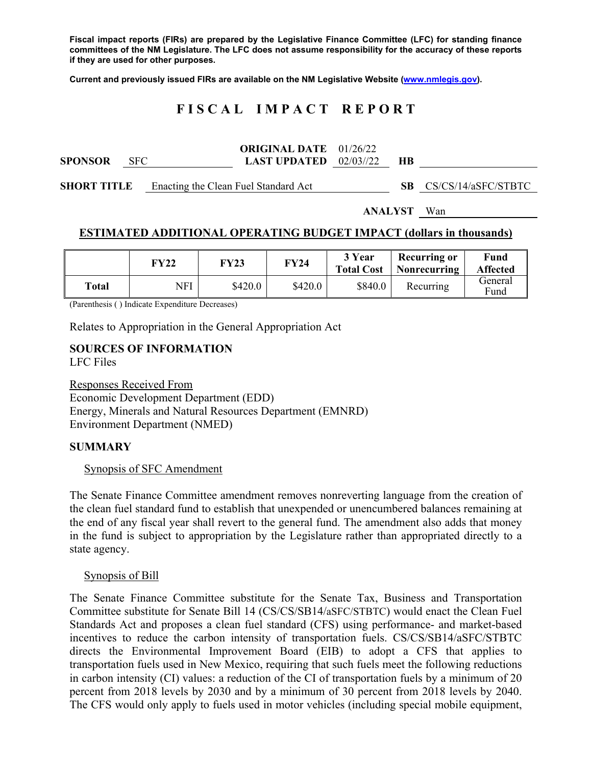**Fiscal impact reports (FIRs) are prepared by the Legislative Finance Committee (LFC) for standing finance committees of the NM Legislature. The LFC does not assume responsibility for the accuracy of these reports if they are used for other purposes.**

**Current and previously issued FIRs are available on the NM Legislative Website (www.nmlegis.gov).**

# FISCAL IMPACT REPORT

**SPONSOR** SFC **ORIGINAL DATE** 01/26/22 **LAST UPDATED** 02/03//22 **HB**

**SHORT TITLE** Enacting the Clean Fuel Standard Act **SB** CS/CS/14/aSFC/STBTC

**ANALYST** Wan

## ESTIMATED ADDITIONAL OPERATING BUDGET IMPACT (dollars in thousands)

| | FY22 | FY23 | FY24 | 3 Year Total Cost | Recurring or Nonrecurring | Fund Affected |
|---|---|---|---|---|---|---|
| **Total** | NFI | $420.0 | $420.0 | $840.0 | Recurring | General Fund |

(Parenthesis ( ) Indicate Expenditure Decreases)

Relates to Appropriation in the General Appropriation Act

## SOURCES OF INFORMATION

LFC Files

Responses Received From
Economic Development Department (EDD)
Energy, Minerals and Natural Resources Department (EMNRD)
Environment Department (NMED)

## SUMMARY

Synopsis of SFC Amendment

The Senate Finance Committee amendment removes nonreverting language from the creation of the clean fuel standard fund to establish that unexpended or unencumbered balances remaining at the end of any fiscal year shall revert to the general fund. The amendment also adds that money in the fund is subject to appropriation by the Legislature rather than appropriated directly to a state agency.

Synopsis of Bill

The Senate Finance Committee substitute for the Senate Tax, Business and Transportation Committee substitute for Senate Bill 14 (CS/CS/SB14/aSFC/STBTC) would enact the Clean Fuel Standards Act and proposes a clean fuel standard (CFS) using performance- and market-based incentives to reduce the carbon intensity of transportation fuels. CS/CS/SB14/aSFC/STBTC directs the Environmental Improvement Board (EIB) to adopt a CFS that applies to transportation fuels used in New Mexico, requiring that such fuels meet the following reductions in carbon intensity (CI) values: a reduction of the CI of transportation fuels by a minimum of 20 percent from 2018 levels by 2030 and by a minimum of 30 percent from 2018 levels by 2040. The CFS would only apply to fuels used in motor vehicles (including special mobile equipment,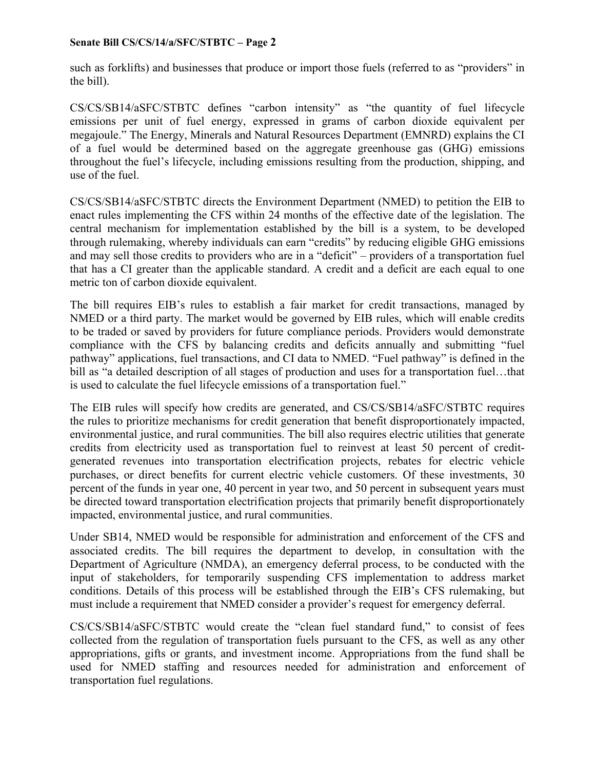such as forklifts) and businesses that produce or import those fuels (referred to as "providers" in the bill).

CS/CS/SB14/aSFC/STBTC defines "carbon intensity" as "the quantity of fuel lifecycle emissions per unit of fuel energy, expressed in grams of carbon dioxide equivalent per megajoule." The Energy, Minerals and Natural Resources Department (EMNRD) explains the CI of a fuel would be determined based on the aggregate greenhouse gas (GHG) emissions throughout the fuel's lifecycle, including emissions resulting from the production, shipping, and use of the fuel.

CS/CS/SB14/aSFC/STBTC directs the Environment Department (NMED) to petition the EIB to enact rules implementing the CFS within 24 months of the effective date of the legislation. The central mechanism for implementation established by the bill is a system, to be developed through rulemaking, whereby individuals can earn "credits" by reducing eligible GHG emissions and may sell those credits to providers who are in a "deficit" – providers of a transportation fuel that has a CI greater than the applicable standard. A credit and a deficit are each equal to one metric ton of carbon dioxide equivalent.

The bill requires EIB's rules to establish a fair market for credit transactions, managed by NMED or a third party. The market would be governed by EIB rules, which will enable credits to be traded or saved by providers for future compliance periods. Providers would demonstrate compliance with the CFS by balancing credits and deficits annually and submitting "fuel pathway" applications, fuel transactions, and CI data to NMED. "Fuel pathway" is defined in the bill as "a detailed description of all stages of production and uses for a transportation fuel…that is used to calculate the fuel lifecycle emissions of a transportation fuel."

The EIB rules will specify how credits are generated, and CS/CS/SB14/aSFC/STBTC requires the rules to prioritize mechanisms for credit generation that benefit disproportionately impacted, environmental justice, and rural communities. The bill also requires electric utilities that generate credits from electricity used as transportation fuel to reinvest at least 50 percent of credit-generated revenues into transportation electrification projects, rebates for electric vehicle purchases, or direct benefits for current electric vehicle customers. Of these investments, 30 percent of the funds in year one, 40 percent in year two, and 50 percent in subsequent years must be directed toward transportation electrification projects that primarily benefit disproportionately impacted, environmental justice, and rural communities.

Under SB14, NMED would be responsible for administration and enforcement of the CFS and associated credits. The bill requires the department to develop, in consultation with the Department of Agriculture (NMDA), an emergency deferral process, to be conducted with the input of stakeholders, for temporarily suspending CFS implementation to address market conditions. Details of this process will be established through the EIB's CFS rulemaking, but must include a requirement that NMED consider a provider's request for emergency deferral.

CS/CS/SB14/aSFC/STBTC would create the "clean fuel standard fund," to consist of fees collected from the regulation of transportation fuels pursuant to the CFS, as well as any other appropriations, gifts or grants, and investment income. Appropriations from the fund shall be used for NMED staffing and resources needed for administration and enforcement of transportation fuel regulations.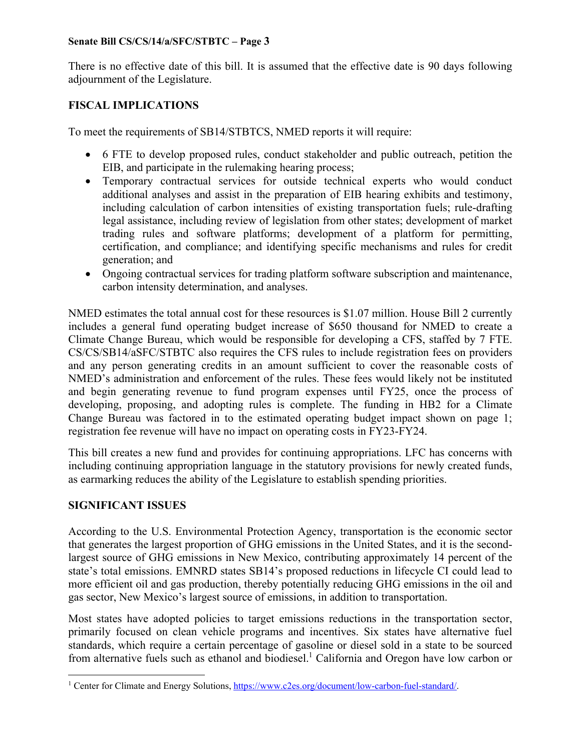There is no effective date of this bill. It is assumed that the effective date is 90 days following adjournment of the Legislature.

**FISCAL IMPLICATIONS**

To meet the requirements of SB14/STBTCS, NMED reports it will require:

- 6 FTE to develop proposed rules, conduct stakeholder and public outreach, petition the EIB, and participate in the rulemaking hearing process;
- Temporary contractual services for outside technical experts who would conduct additional analyses and assist in the preparation of EIB hearing exhibits and testimony, including calculation of carbon intensities of existing transportation fuels; rule-drafting legal assistance, including review of legislation from other states; development of market trading rules and software platforms; development of a platform for permitting, certification, and compliance; and identifying specific mechanisms and rules for credit generation; and
- Ongoing contractual services for trading platform software subscription and maintenance, carbon intensity determination, and analyses.

NMED estimates the total annual cost for these resources is $1.07 million. House Bill 2 currently includes a general fund operating budget increase of $650 thousand for NMED to create a Climate Change Bureau, which would be responsible for developing a CFS, staffed by 7 FTE. CS/CS/SB14/aSFC/STBTC also requires the CFS rules to include registration fees on providers and any person generating credits in an amount sufficient to cover the reasonable costs of NMED's administration and enforcement of the rules. These fees would likely not be instituted and begin generating revenue to fund program expenses until FY25, once the process of developing, proposing, and adopting rules is complete. The funding in HB2 for a Climate Change Bureau was factored in to the estimated operating budget impact shown on page 1; registration fee revenue will have no impact on operating costs in FY23-FY24.

This bill creates a new fund and provides for continuing appropriations. LFC has concerns with including continuing appropriation language in the statutory provisions for newly created funds, as earmarking reduces the ability of the Legislature to establish spending priorities.

**SIGNIFICANT ISSUES**

According to the U.S. Environmental Protection Agency, transportation is the economic sector that generates the largest proportion of GHG emissions in the United States, and it is the second-largest source of GHG emissions in New Mexico, contributing approximately 14 percent of the state's total emissions. EMNRD states SB14's proposed reductions in lifecycle CI could lead to more efficient oil and gas production, thereby potentially reducing GHG emissions in the oil and gas sector, New Mexico's largest source of emissions, in addition to transportation.

Most states have adopted policies to target emissions reductions in the transportation sector, primarily focused on clean vehicle programs and incentives. Six states have alternative fuel standards, which require a certain percentage of gasoline or diesel sold in a state to be sourced from alternative fuels such as ethanol and biodiesel.[1] California and Oregon have low carbon or

[1] Center for Climate and Energy Solutions, https://www.c2es.org/document/low-carbon-fuel-standard/.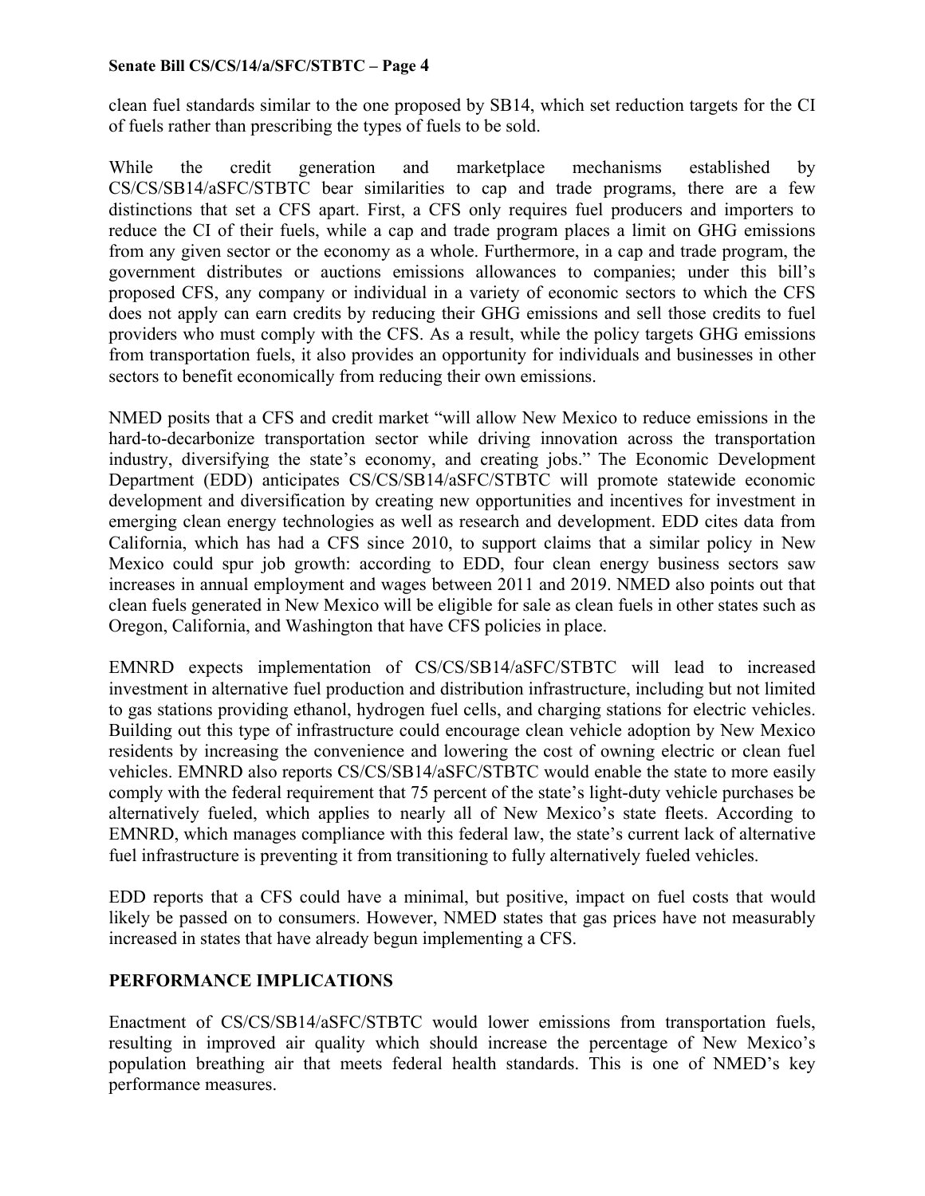clean fuel standards similar to the one proposed by SB14, which set reduction targets for the CI of fuels rather than prescribing the types of fuels to be sold.

While the credit generation and marketplace mechanisms established by CS/CS/SB14/aSFC/STBTC bear similarities to cap and trade programs, there are a few distinctions that set a CFS apart. First, a CFS only requires fuel producers and importers to reduce the CI of their fuels, while a cap and trade program places a limit on GHG emissions from any given sector or the economy as a whole. Furthermore, in a cap and trade program, the government distributes or auctions emissions allowances to companies; under this bill's proposed CFS, any company or individual in a variety of economic sectors to which the CFS does not apply can earn credits by reducing their GHG emissions and sell those credits to fuel providers who must comply with the CFS. As a result, while the policy targets GHG emissions from transportation fuels, it also provides an opportunity for individuals and businesses in other sectors to benefit economically from reducing their own emissions.

NMED posits that a CFS and credit market "will allow New Mexico to reduce emissions in the hard-to-decarbonize transportation sector while driving innovation across the transportation industry, diversifying the state's economy, and creating jobs." The Economic Development Department (EDD) anticipates CS/CS/SB14/aSFC/STBTC will promote statewide economic development and diversification by creating new opportunities and incentives for investment in emerging clean energy technologies as well as research and development. EDD cites data from California, which has had a CFS since 2010, to support claims that a similar policy in New Mexico could spur job growth: according to EDD, four clean energy business sectors saw increases in annual employment and wages between 2011 and 2019. NMED also points out that clean fuels generated in New Mexico will be eligible for sale as clean fuels in other states such as Oregon, California, and Washington that have CFS policies in place.

EMNRD expects implementation of CS/CS/SB14/aSFC/STBTC will lead to increased investment in alternative fuel production and distribution infrastructure, including but not limited to gas stations providing ethanol, hydrogen fuel cells, and charging stations for electric vehicles. Building out this type of infrastructure could encourage clean vehicle adoption by New Mexico residents by increasing the convenience and lowering the cost of owning electric or clean fuel vehicles. EMNRD also reports CS/CS/SB14/aSFC/STBTC would enable the state to more easily comply with the federal requirement that 75 percent of the state's light-duty vehicle purchases be alternatively fueled, which applies to nearly all of New Mexico's state fleets. According to EMNRD, which manages compliance with this federal law, the state's current lack of alternative fuel infrastructure is preventing it from transitioning to fully alternatively fueled vehicles.

EDD reports that a CFS could have a minimal, but positive, impact on fuel costs that would likely be passed on to consumers. However, NMED states that gas prices have not measurably increased in states that have already begun implementing a CFS.

**PERFORMANCE IMPLICATIONS**

Enactment of CS/CS/SB14/aSFC/STBTC would lower emissions from transportation fuels, resulting in improved air quality which should increase the percentage of New Mexico's population breathing air that meets federal health standards. This is one of NMED's key performance measures.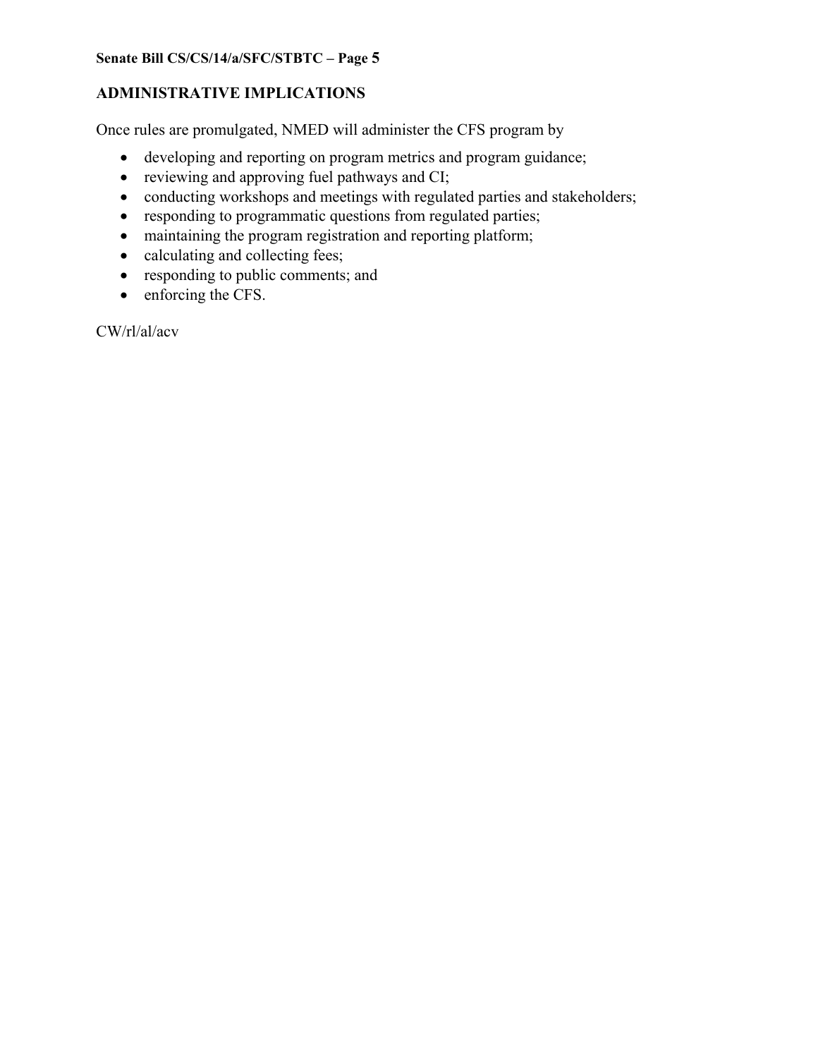## ADMINISTRATIVE IMPLICATIONS

Once rules are promulgated, NMED will administer the CFS program by

- developing and reporting on program metrics and program guidance;
- reviewing and approving fuel pathways and CI;
- conducting workshops and meetings with regulated parties and stakeholders;
- responding to programmatic questions from regulated parties;
- maintaining the program registration and reporting platform;
- calculating and collecting fees;
- responding to public comments; and
- enforcing the CFS.

CW/rl/al/acv